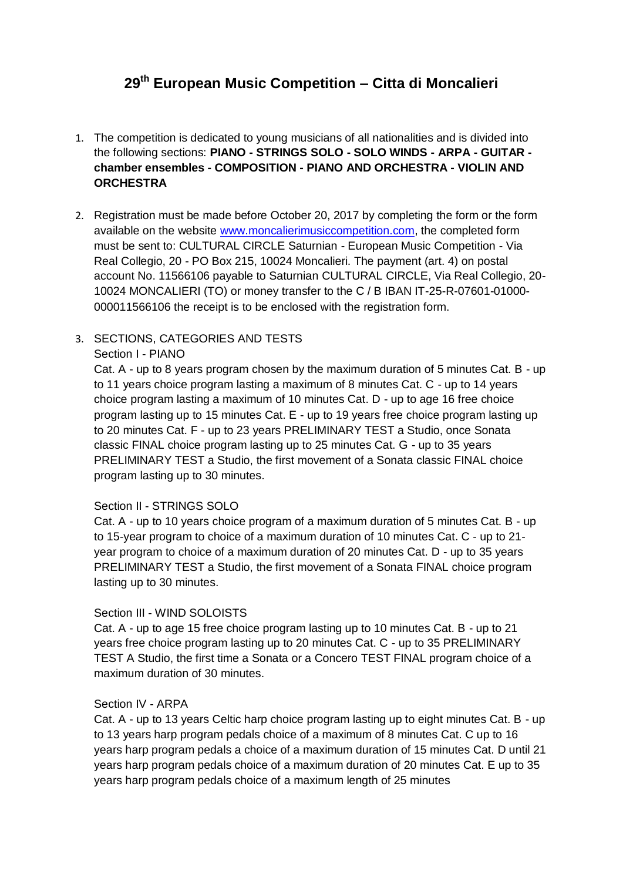# 29th European Music Competition – Citta di Moncalieri

1. The competition is dedicated to young musicians of all nationalities and is divided into the following sections: **PIANO - STRINGS SOLO - SOLO WINDS - ARPA - GUITAR - chamber ensembles - COMPOSITION - PIANO AND ORCHESTRA - VIOLIN AND ORCHESTRA**

2. Registration must be made before October 20, 2017 by completing the form or the form available on the website www.moncalierimusiccompetition.com, the completed form must be sent to: CULTURAL CIRCLE Saturnian - European Music Competition - Via Real Collegio, 20 - PO Box 215, 10024 Moncalieri. The payment (art. 4) on postal account No. 11566106 payable to Saturnian CULTURAL CIRCLE, Via Real Collegio, 20-10024 MONCALIERI (TO) or money transfer to the C / B IBAN IT-25-R-07601-01000-000011566106 the receipt is to be enclosed with the registration form.

3. SECTIONS, CATEGORIES AND TESTS

   Section I - PIANO

   Cat. A - up to 8 years program chosen by the maximum duration of 5 minutes Cat. B - up to 11 years choice program lasting a maximum of 8 minutes Cat. C - up to 14 years choice program lasting a maximum of 10 minutes Cat. D - up to age 16 free choice program lasting up to 15 minutes Cat. E - up to 19 years free choice program lasting up to 20 minutes Cat. F - up to 23 years PRELIMINARY TEST a Studio, once Sonata classic FINAL choice program lasting up to 25 minutes Cat. G - up to 35 years PRELIMINARY TEST a Studio, the first movement of a Sonata classic FINAL choice program lasting up to 30 minutes.

   Section II - STRINGS SOLO

   Cat. A - up to 10 years choice program of a maximum duration of 5 minutes Cat. B - up to 15-year program to choice of a maximum duration of 10 minutes Cat. C - up to 21-year program to choice of a maximum duration of 20 minutes Cat. D - up to 35 years PRELIMINARY TEST a Studio, the first movement of a Sonata FINAL choice program lasting up to 30 minutes.

   Section III - WIND SOLOISTS

   Cat. A - up to age 15 free choice program lasting up to 10 minutes Cat. B - up to 21 years free choice program lasting up to 20 minutes Cat. C - up to 35 PRELIMINARY TEST A Studio, the first time a Sonata or a Concero TEST FINAL program choice of a maximum duration of 30 minutes.

   Section IV - ARPA

   Cat. A - up to 13 years Celtic harp choice program lasting up to eight minutes Cat. B - up to 13 years harp program pedals choice of a maximum of 8 minutes Cat. C up to 16 years harp program pedals a choice of a maximum duration of 15 minutes Cat. D until 21 years harp program pedals choice of a maximum duration of 20 minutes Cat. E up to 35 years harp program pedals choice of a maximum length of 25 minutes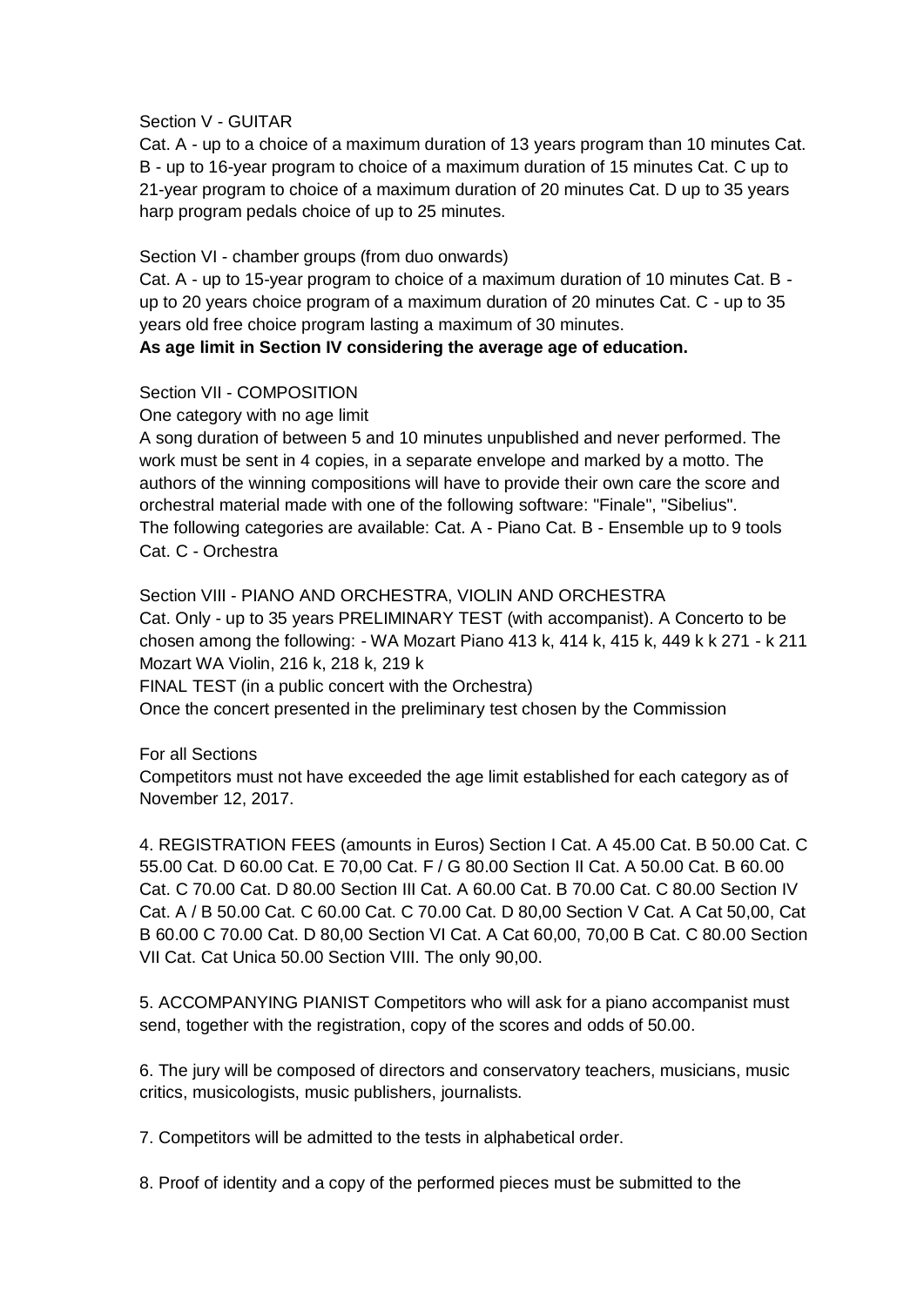Section V - GUITAR

Cat. A - up to a choice of a maximum duration of 13 years program than 10 minutes Cat. B - up to 16-year program to choice of a maximum duration of 15 minutes Cat. C up to 21-year program to choice of a maximum duration of 20 minutes Cat. D up to 35 years harp program pedals choice of up to 25 minutes.

Section VI - chamber groups (from duo onwards)

Cat. A - up to 15-year program to choice of a maximum duration of 10 minutes Cat. B - up to 20 years choice program of a maximum duration of 20 minutes Cat. C - up to 35 years old free choice program lasting a maximum of 30 minutes.

**As age limit in Section IV considering the average age of education.**

Section VII - COMPOSITION

One category with no age limit

A song duration of between 5 and 10 minutes unpublished and never performed. The work must be sent in 4 copies, in a separate envelope and marked by a motto. The authors of the winning compositions will have to provide their own care the score and orchestral material made with one of the following software: "Finale", "Sibelius". The following categories are available: Cat. A - Piano Cat. B - Ensemble up to 9 tools Cat. C - Orchestra

Section VIII - PIANO AND ORCHESTRA, VIOLIN AND ORCHESTRA

Cat. Only - up to 35 years PRELIMINARY TEST (with accompanist). A Concerto to be chosen among the following: - WA Mozart Piano 413 k, 414 k, 415 k, 449 k k 271 - k 211 Mozart WA Violin, 216 k, 218 k, 219 k

FINAL TEST (in a public concert with the Orchestra)

Once the concert presented in the preliminary test chosen by the Commission

For all Sections

Competitors must not have exceeded the age limit established for each category as of November 12, 2017.

4. REGISTRATION FEES (amounts in Euros) Section I Cat. A 45.00 Cat. B 50.00 Cat. C 55.00 Cat. D 60.00 Cat. E 70,00 Cat. F / G 80.00 Section II Cat. A 50.00 Cat. B 60.00 Cat. C 70.00 Cat. D 80.00 Section III Cat. A 60.00 Cat. B 70.00 Cat. C 80.00 Section IV Cat. A / B 50.00 Cat. C 60.00 Cat. C 70.00 Cat. D 80,00 Section V Cat. A Cat 50,00, Cat B 60.00 C 70.00 Cat. D 80,00 Section VI Cat. A Cat 60,00, 70,00 B Cat. C 80.00 Section VII Cat. Cat Unica 50.00 Section VIII. The only 90,00.

5. ACCOMPANYING PIANIST Competitors who will ask for a piano accompanist must send, together with the registration, copy of the scores and odds of 50.00.

6. The jury will be composed of directors and conservatory teachers, musicians, music critics, musicologists, music publishers, journalists.

7. Competitors will be admitted to the tests in alphabetical order.

8. Proof of identity and a copy of the performed pieces must be submitted to the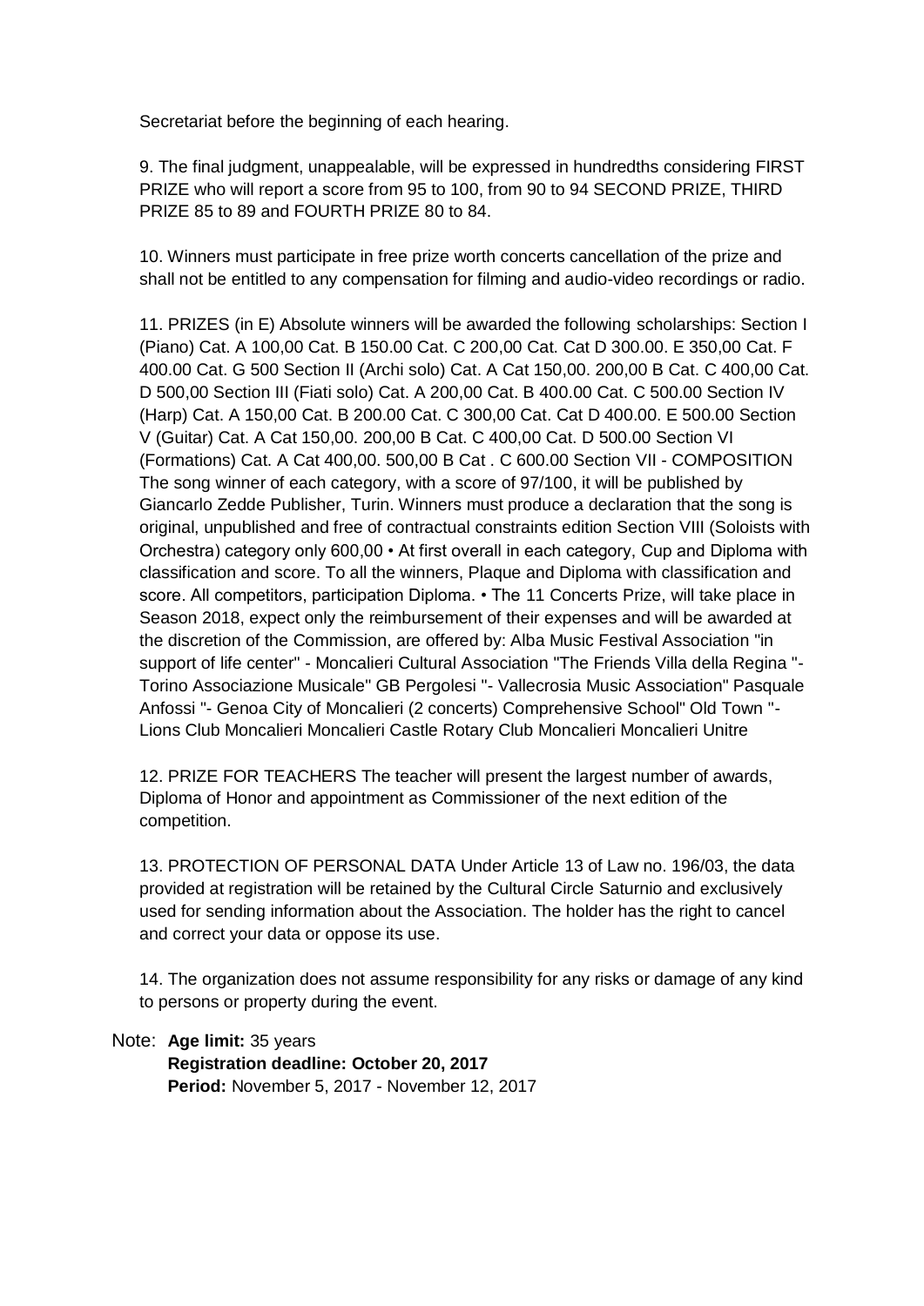Secretariat before the beginning of each hearing.

9. The final judgment, unappealable, will be expressed in hundredths considering FIRST PRIZE who will report a score from 95 to 100, from 90 to 94 SECOND PRIZE, THIRD PRIZE 85 to 89 and FOURTH PRIZE 80 to 84.

10. Winners must participate in free prize worth concerts cancellation of the prize and shall not be entitled to any compensation for filming and audio-video recordings or radio.

11. PRIZES (in E) Absolute winners will be awarded the following scholarships: Section I (Piano) Cat. A 100,00 Cat. B 150.00 Cat. C 200,00 Cat. Cat D 300.00. E 350,00 Cat. F 400.00 Cat. G 500 Section II (Archi solo) Cat. A Cat 150,00. 200,00 B Cat. C 400,00 Cat. D 500,00 Section III (Fiati solo) Cat. A 200,00 Cat. B 400.00 Cat. C 500.00 Section IV (Harp) Cat. A 150,00 Cat. B 200.00 Cat. C 300,00 Cat. Cat D 400.00. E 500.00 Section V (Guitar) Cat. A Cat 150,00. 200,00 B Cat. C 400,00 Cat. D 500.00 Section VI (Formations) Cat. A Cat 400,00. 500,00 B Cat . C 600.00 Section VII - COMPOSITION The song winner of each category, with a score of 97/100, it will be published by Giancarlo Zedde Publisher, Turin. Winners must produce a declaration that the song is original, unpublished and free of contractual constraints edition Section VIII (Soloists with Orchestra) category only 600,00 • At first overall in each category, Cup and Diploma with classification and score. To all the winners, Plaque and Diploma with classification and score. All competitors, participation Diploma. • The 11 Concerts Prize, will take place in Season 2018, expect only the reimbursement of their expenses and will be awarded at the discretion of the Commission, are offered by: Alba Music Festival Association "in support of life center" - Moncalieri Cultural Association "The Friends Villa della Regina "- Torino Associazione Musicale" GB Pergolesi "- Vallecrosia Music Association" Pasquale Anfossi "- Genoa City of Moncalieri (2 concerts) Comprehensive School" Old Town "- Lions Club Moncalieri Moncalieri Castle Rotary Club Moncalieri Moncalieri Unitre

12. PRIZE FOR TEACHERS The teacher will present the largest number of awards, Diploma of Honor and appointment as Commissioner of the next edition of the competition.

13. PROTECTION OF PERSONAL DATA Under Article 13 of Law no. 196/03, the data provided at registration will be retained by the Cultural Circle Saturnio and exclusively used for sending information about the Association. The holder has the right to cancel and correct your data or oppose its use.

14. The organization does not assume responsibility for any risks or damage of any kind to persons or property during the event.

Note: **Age limit:** 35 years
**Registration deadline: October 20, 2017**
**Period:** November 5, 2017 - November 12, 2017